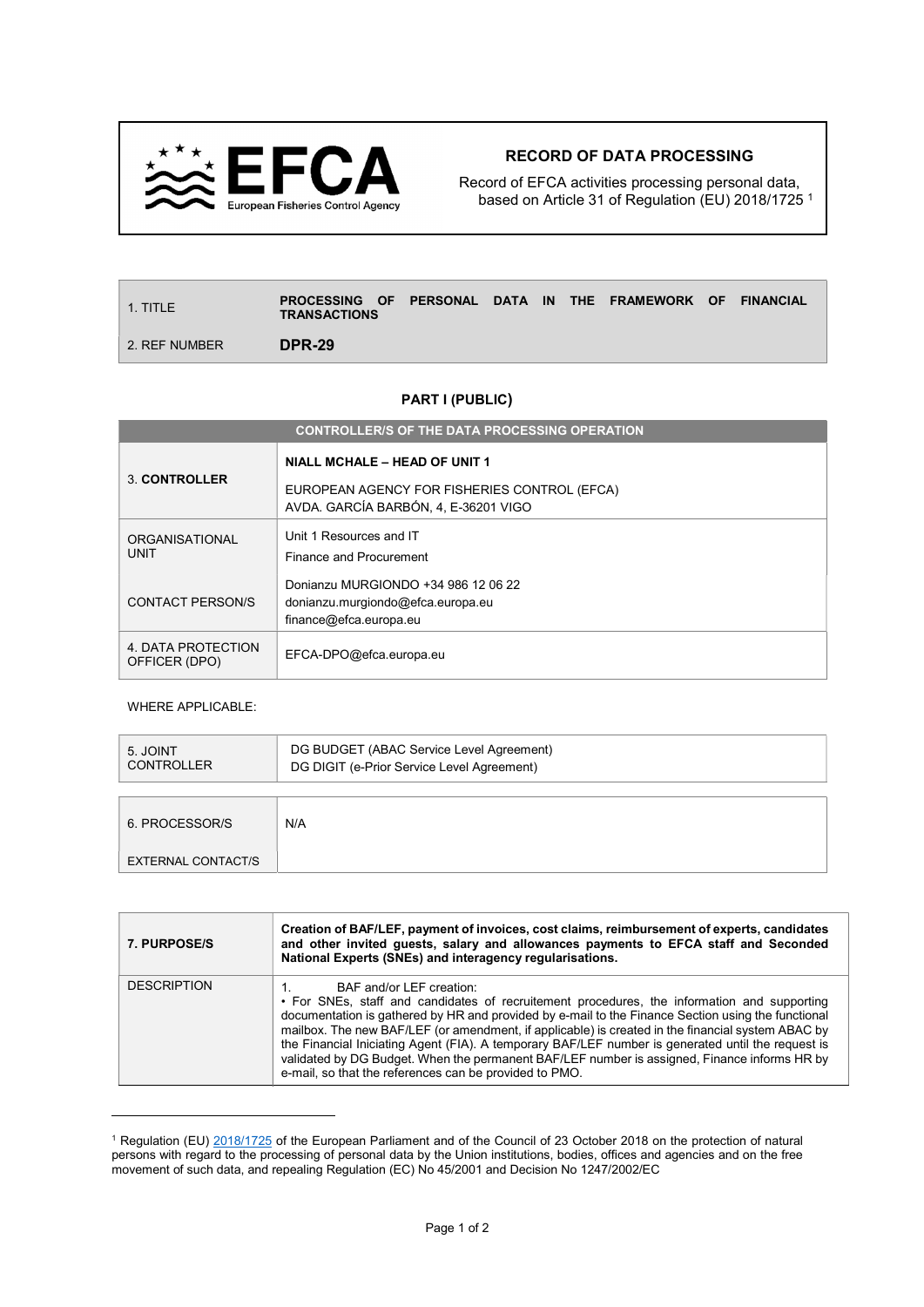**EFCA** European Fisheries Control Agency

# RECORD OF DATA PROCESSING

Record of EFCA activities processing personal data, based on Article 31 of Regulation (EU) 2018/1725 [1]

| 1. TITLE | **PROCESSING OF PERSONAL DATA IN THE FRAMEWORK OF FINANCIAL TRANSACTIONS** |
|---|---|
| 2. REF NUMBER | **DPR-29** |

## PART I (PUBLIC)

| CONTROLLER/S OF THE DATA PROCESSING OPERATION | |
|---|---|
| 3. **CONTROLLER** | **NIALL MCHALE – HEAD OF UNIT 1**<br>EUROPEAN AGENCY FOR FISHERIES CONTROL (EFCA)<br>AVDA. GARCÍA BARBÓN, 4, E-36201 VIGO |
| ORGANISATIONAL UNIT | Unit 1 Resources and IT<br>Finance and Procurement |
| CONTACT PERSON/S | Donianzu MURGIONDO +34 986 12 06 22<br>donianzu.murgiondo@efca.europa.eu<br>finance@efca.europa.eu |
| 4. DATA PROTECTION OFFICER (DPO) | EFCA-DPO@efca.europa.eu |

WHERE APPLICABLE:

| 5. JOINT CONTROLLER | DG BUDGET (ABAC Service Level Agreement)<br>DG DIGIT (e-Prior Service Level Agreement) |
|---|---|

| 6. PROCESSOR/S | N/A |
|---|---|
| EXTERNAL CONTACT/S | |

| **7. PURPOSE/S** | **Creation of BAF/LEF, payment of invoices, cost claims, reimbursement of experts, candidates and other invited guests, salary and allowances payments to EFCA staff and Seconded National Experts (SNEs) and interagency regularisations.** |
|---|---|
| DESCRIPTION | 1. BAF and/or LEF creation:<br>• For SNEs, staff and candidates of recruitement procedures, the information and supporting documentation is gathered by HR and provided by e-mail to the Finance Section using the functional mailbox. The new BAF/LEF (or amendment, if applicable) is created in the financial system ABAC by the Financial Iniciating Agent (FIA). A temporary BAF/LEF number is generated until the request is validated by DG Budget. When the permanent BAF/LEF number is assigned, Finance informs HR by e-mail, so that the references can be provided to PMO. |

[1] Regulation (EU) 2018/1725 of the European Parliament and of the Council of 23 October 2018 on the protection of natural persons with regard to the processing of personal data by the Union institutions, bodies, offices and agencies and on the free movement of such data, and repealing Regulation (EC) No 45/2001 and Decision No 1247/2002/EC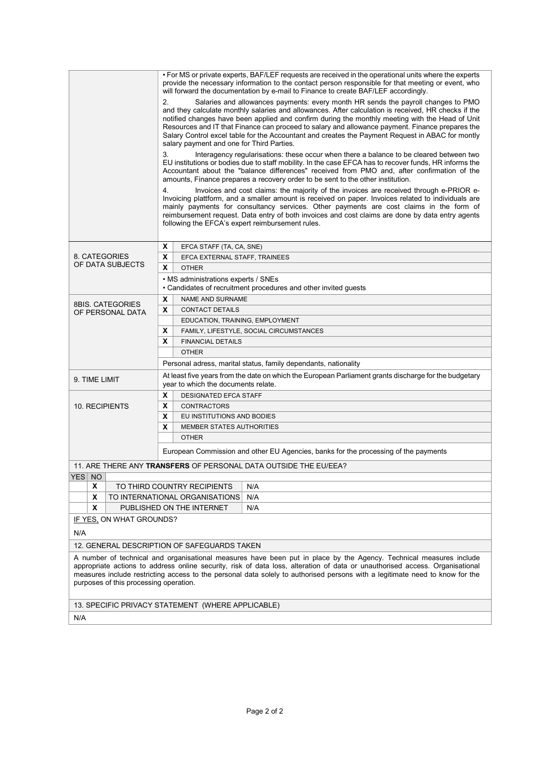| | | |
|---|---|---|
| | • For MS or private experts, BAF/LEF requests are received in the operational units where the experts provide the necessary information to the contact person responsible for that meeting or event, who will forward the documentation by e-mail to Finance to create BAF/LEF accordingly.<br><br>2. Salaries and allowances payments: every month HR sends the payroll changes to PMO and they calculate monthly salaries and allowances. After calculation is received, HR checks if the notified changes have been applied and confirm during the monthly meeting with the Head of Unit Resources and IT that Finance can proceed to salary and allowance payment. Finance prepares the Salary Control excel table for the Accountant and creates the Payment Request in ABAC for montly salary payment and one for Third Parties.<br><br>3. Interagency regularisations: these occur when there a balance to be cleared between two EU institutions or bodies due to staff mobility. In the case EFCA has to recover funds, HR informs the Accountant about the "balance differences" received from PMO and, after confirmation of the amounts, Finance prepares a recovery order to be sent to the other institution.<br><br>4. Invoices and cost claims: the majority of the invoices are received through e-PRIOR e-Invoicing plattform, and a smaller amount is received on paper. Invoices related to individuals are mainly payments for consultancy services. Other payments are cost claims in the form of reimbursement request. Data entry of both invoices and cost claims are done by data entry agents following the EFCA's expert reimbursement rules. | |
| 8. CATEGORIES OF DATA SUBJECTS | X | EFCA STAFF (TA, CA, SNE) |
| | X | EFCA EXTERNAL STAFF, TRAINEES |
| | X | OTHER |
| | • MS administrations experts / SNEs<br>• Candidates of recruitment procedures and other invited guests | |
| 8BIS. CATEGORIES OF PERSONAL DATA | X | NAME AND SURNAME |
| | X | CONTACT DETAILS |
| | | EDUCATION, TRAINING, EMPLOYMENT |
| | X | FAMILY, LIFESTYLE, SOCIAL CIRCUMSTANCES |
| | X | FINANCIAL DETAILS |
| | | OTHER |
| | Personal adress, marital status, family dependants, nationality | |
| 9. TIME LIMIT | At least five years from the date on which the European Parliament grants discharge for the budgetary year to which the documents relate. | |
| 10. RECIPIENTS | X | DESIGNATED EFCA STAFF |
| | X | CONTRACTORS |
| | X | EU INSTITUTIONS AND BODIES |
| | X | MEMBER STATES AUTHORITIES |
| | | OTHER |
| | European Commission and other EU Agencies, banks for the processing of the payments | |

11. ARE THERE ANY **TRANSFERS** OF PERSONAL DATA OUTSIDE THE EU/EEA?

| YES | NO | | |
|---|---|---|---|
| | X | TO THIRD COUNTRY RECIPIENTS | N/A |
| | X | TO INTERNATIONAL ORGANISATIONS | N/A |
| | X | PUBLISHED ON THE INTERNET | N/A |

IF YES, ON WHAT GROUNDS?

N/A

12. GENERAL DESCRIPTION OF SAFEGUARDS TAKEN

A number of technical and organisational measures have been put in place by the Agency. Technical measures include appropriate actions to address online security, risk of data loss, alteration of data or unauthorised access. Organisational measures include restricting access to the personal data solely to authorised persons with a legitimate need to know for the purposes of this processing operation.

13. SPECIFIC PRIVACY STATEMENT (WHERE APPLICABLE)

N/A